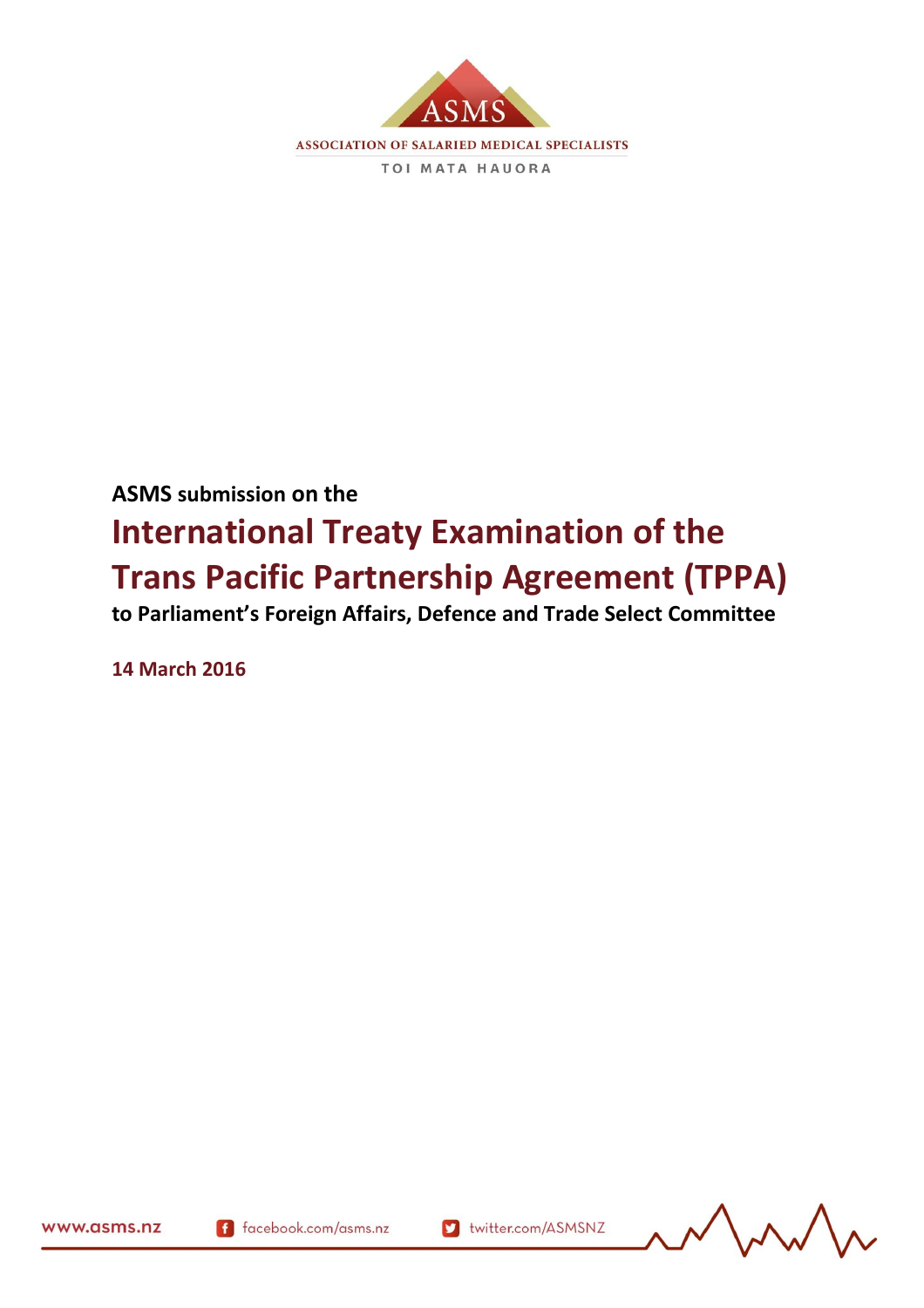ASSOCIATION OF SALARIED MEDICAL SPECIALISTS

TOI MATA HAUORA

**ASMS submission on the**

# International Treaty Examination of the Trans Pacific Partnership Agreement (TPPA)

**to Parliament's Foreign Affairs, Defence and Trade Select Committee**

**14 March 2016**

www.asms.nz facebook.com/asms.nz twitter.com/ASMSNZ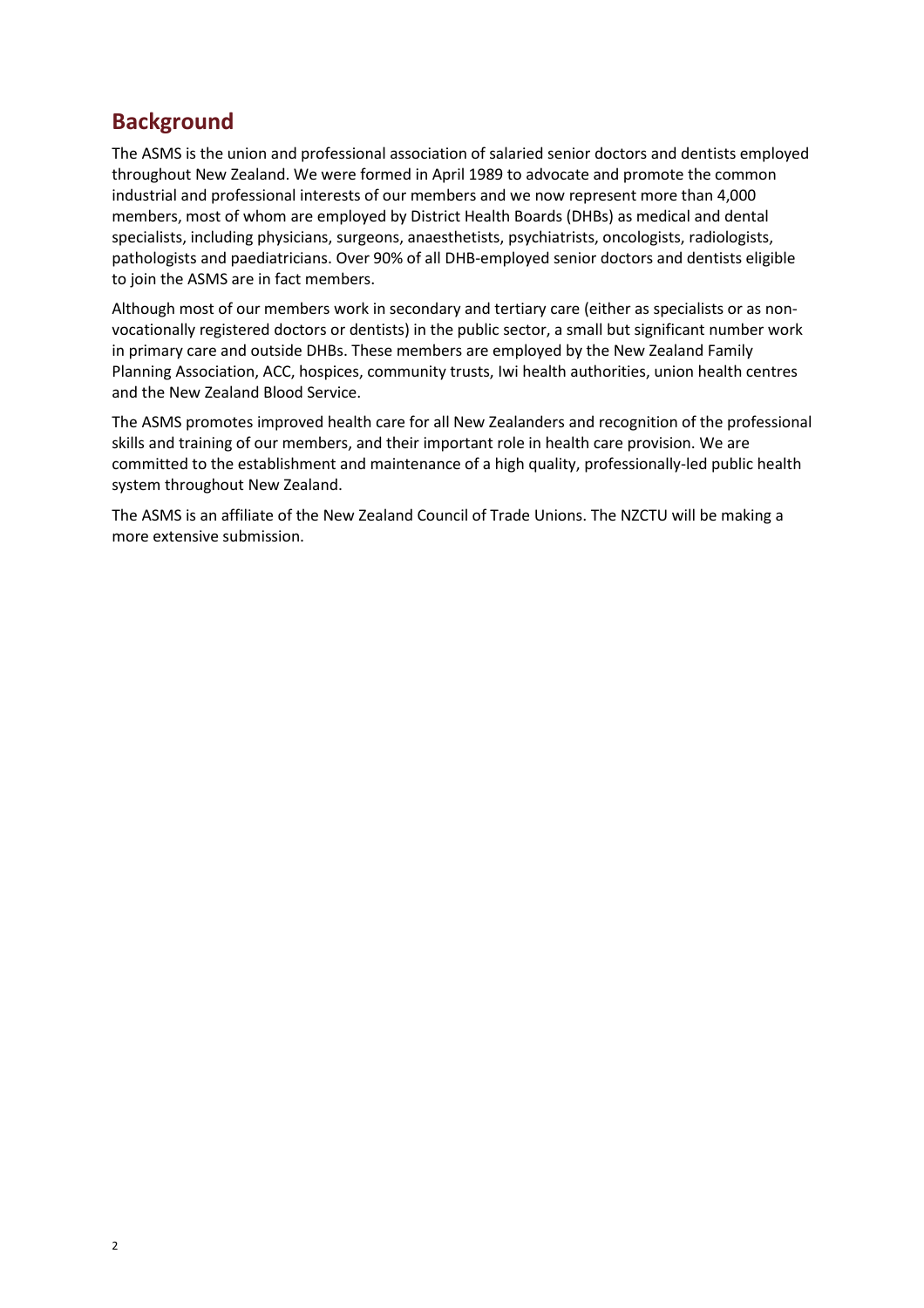## Background

The ASMS is the union and professional association of salaried senior doctors and dentists employed throughout New Zealand. We were formed in April 1989 to advocate and promote the common industrial and professional interests of our members and we now represent more than 4,000 members, most of whom are employed by District Health Boards (DHBs) as medical and dental specialists, including physicians, surgeons, anaesthetists, psychiatrists, oncologists, radiologists, pathologists and paediatricians. Over 90% of all DHB-employed senior doctors and dentists eligible to join the ASMS are in fact members.

Although most of our members work in secondary and tertiary care (either as specialists or as non-vocationally registered doctors or dentists) in the public sector, a small but significant number work in primary care and outside DHBs. These members are employed by the New Zealand Family Planning Association, ACC, hospices, community trusts, Iwi health authorities, union health centres and the New Zealand Blood Service.

The ASMS promotes improved health care for all New Zealanders and recognition of the professional skills and training of our members, and their important role in health care provision. We are committed to the establishment and maintenance of a high quality, professionally-led public health system throughout New Zealand.

The ASMS is an affiliate of the New Zealand Council of Trade Unions. The NZCTU will be making a more extensive submission.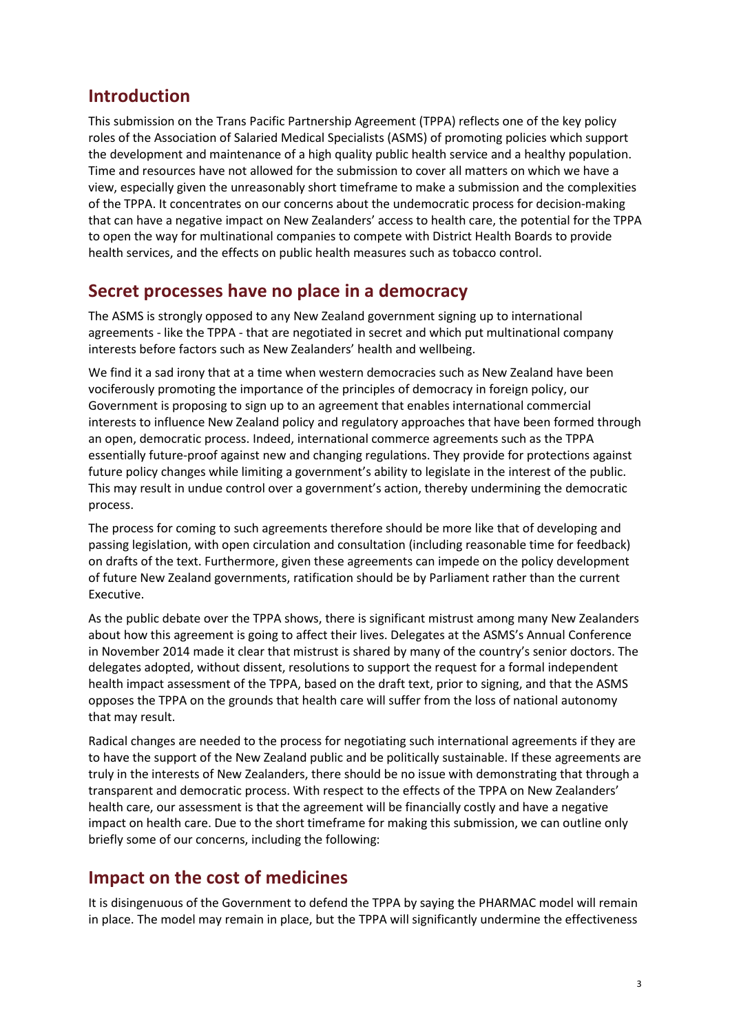## Introduction

This submission on the Trans Pacific Partnership Agreement (TPPA) reflects one of the key policy roles of the Association of Salaried Medical Specialists (ASMS) of promoting policies which support the development and maintenance of a high quality public health service and a healthy population. Time and resources have not allowed for the submission to cover all matters on which we have a view, especially given the unreasonably short timeframe to make a submission and the complexities of the TPPA. It concentrates on our concerns about the undemocratic process for decision-making that can have a negative impact on New Zealanders' access to health care, the potential for the TPPA to open the way for multinational companies to compete with District Health Boards to provide health services, and the effects on public health measures such as tobacco control.

## Secret processes have no place in a democracy

The ASMS is strongly opposed to any New Zealand government signing up to international agreements - like the TPPA - that are negotiated in secret and which put multinational company interests before factors such as New Zealanders' health and wellbeing.

We find it a sad irony that at a time when western democracies such as New Zealand have been vociferously promoting the importance of the principles of democracy in foreign policy, our Government is proposing to sign up to an agreement that enables international commercial interests to influence New Zealand policy and regulatory approaches that have been formed through an open, democratic process. Indeed, international commerce agreements such as the TPPA essentially future-proof against new and changing regulations. They provide for protections against future policy changes while limiting a government's ability to legislate in the interest of the public. This may result in undue control over a government's action, thereby undermining the democratic process.

The process for coming to such agreements therefore should be more like that of developing and passing legislation, with open circulation and consultation (including reasonable time for feedback) on drafts of the text. Furthermore, given these agreements can impede on the policy development of future New Zealand governments, ratification should be by Parliament rather than the current Executive.

As the public debate over the TPPA shows, there is significant mistrust among many New Zealanders about how this agreement is going to affect their lives. Delegates at the ASMS's Annual Conference in November 2014 made it clear that mistrust is shared by many of the country's senior doctors. The delegates adopted, without dissent, resolutions to support the request for a formal independent health impact assessment of the TPPA, based on the draft text, prior to signing, and that the ASMS opposes the TPPA on the grounds that health care will suffer from the loss of national autonomy that may result.

Radical changes are needed to the process for negotiating such international agreements if they are to have the support of the New Zealand public and be politically sustainable. If these agreements are truly in the interests of New Zealanders, there should be no issue with demonstrating that through a transparent and democratic process. With respect to the effects of the TPPA on New Zealanders' health care, our assessment is that the agreement will be financially costly and have a negative impact on health care. Due to the short timeframe for making this submission, we can outline only briefly some of our concerns, including the following:

## Impact on the cost of medicines

It is disingenuous of the Government to defend the TPPA by saying the PHARMAC model will remain in place. The model may remain in place, but the TPPA will significantly undermine the effectiveness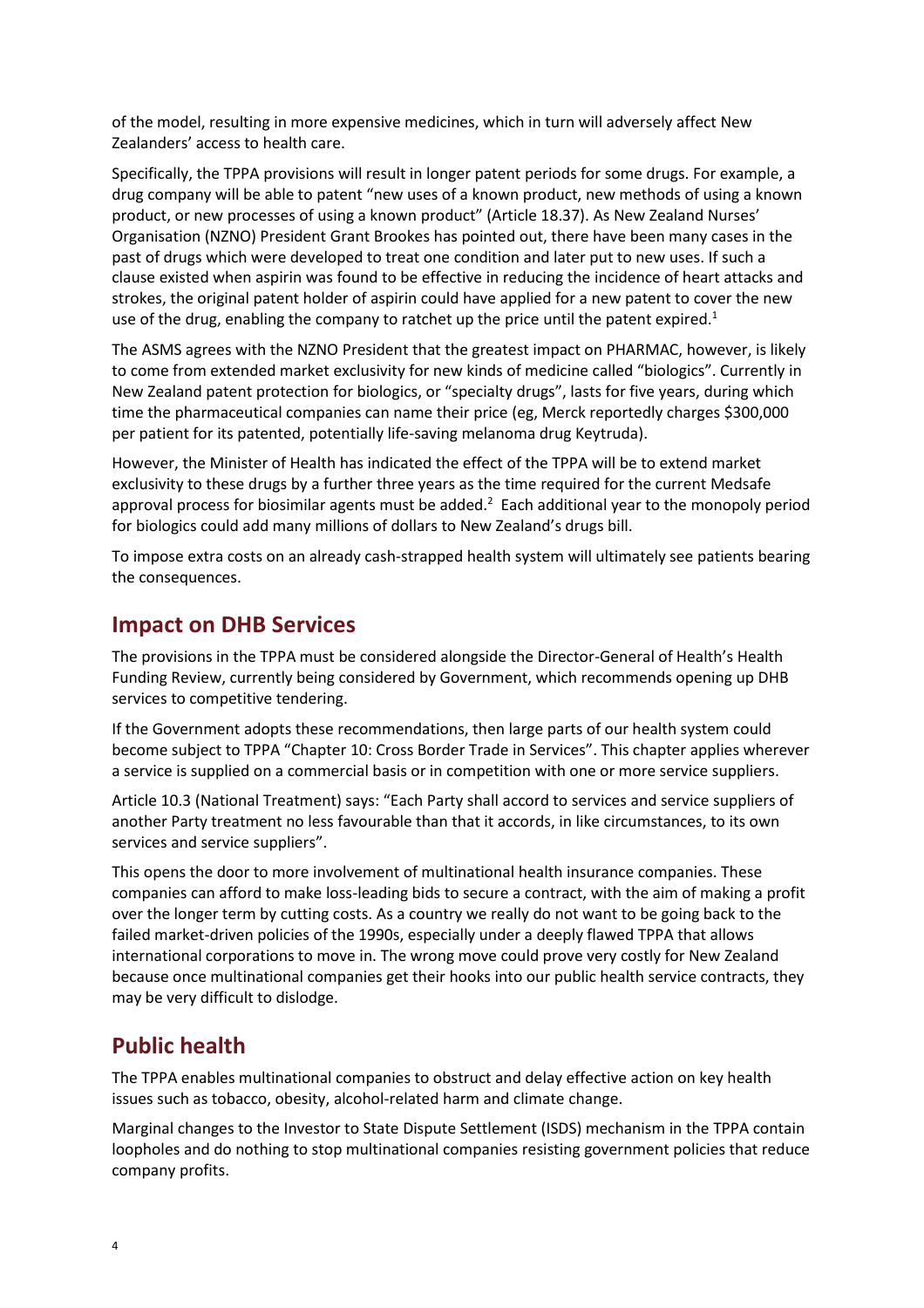of the model, resulting in more expensive medicines, which in turn will adversely affect New Zealanders' access to health care.

Specifically, the TPPA provisions will result in longer patent periods for some drugs. For example, a drug company will be able to patent "new uses of a known product, new methods of using a known product, or new processes of using a known product" (Article 18.37). As New Zealand Nurses' Organisation (NZNO) President Grant Brookes has pointed out, there have been many cases in the past of drugs which were developed to treat one condition and later put to new uses. If such a clause existed when aspirin was found to be effective in reducing the incidence of heart attacks and strokes, the original patent holder of aspirin could have applied for a new patent to cover the new use of the drug, enabling the company to ratchet up the price until the patent expired.[1]

The ASMS agrees with the NZNO President that the greatest impact on PHARMAC, however, is likely to come from extended market exclusivity for new kinds of medicine called "biologics". Currently in New Zealand patent protection for biologics, or "specialty drugs", lasts for five years, during which time the pharmaceutical companies can name their price (eg, Merck reportedly charges $300,000 per patient for its patented, potentially life-saving melanoma drug Keytruda).

However, the Minister of Health has indicated the effect of the TPPA will be to extend market exclusivity to these drugs by a further three years as the time required for the current Medsafe approval process for biosimilar agents must be added.[2] Each additional year to the monopoly period for biologics could add many millions of dollars to New Zealand's drugs bill.

To impose extra costs on an already cash-strapped health system will ultimately see patients bearing the consequences.

## Impact on DHB Services

The provisions in the TPPA must be considered alongside the Director-General of Health's Health Funding Review, currently being considered by Government, which recommends opening up DHB services to competitive tendering.

If the Government adopts these recommendations, then large parts of our health system could become subject to TPPA "Chapter 10: Cross Border Trade in Services". This chapter applies wherever a service is supplied on a commercial basis or in competition with one or more service suppliers.

Article 10.3 (National Treatment) says: "Each Party shall accord to services and service suppliers of another Party treatment no less favourable than that it accords, in like circumstances, to its own services and service suppliers".

This opens the door to more involvement of multinational health insurance companies. These companies can afford to make loss-leading bids to secure a contract, with the aim of making a profit over the longer term by cutting costs. As a country we really do not want to be going back to the failed market-driven policies of the 1990s, especially under a deeply flawed TPPA that allows international corporations to move in. The wrong move could prove very costly for New Zealand because once multinational companies get their hooks into our public health service contracts, they may be very difficult to dislodge.

## Public health

The TPPA enables multinational companies to obstruct and delay effective action on key health issues such as tobacco, obesity, alcohol-related harm and climate change.

Marginal changes to the Investor to State Dispute Settlement (ISDS) mechanism in the TPPA contain loopholes and do nothing to stop multinational companies resisting government policies that reduce company profits.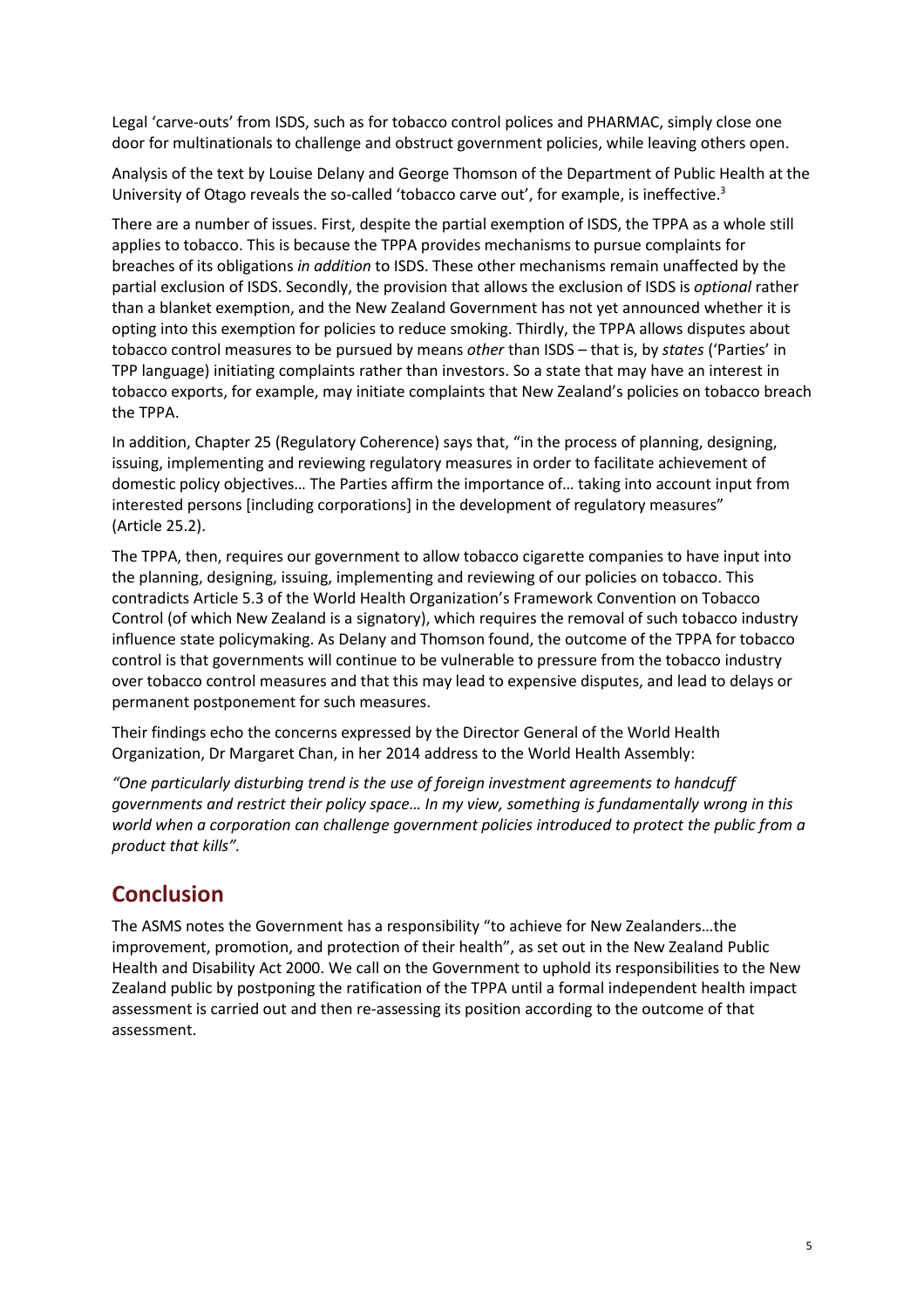Legal 'carve-outs' from ISDS, such as for tobacco control polices and PHARMAC, simply close one door for multinationals to challenge and obstruct government policies, while leaving others open.

Analysis of the text by Louise Delany and George Thomson of the Department of Public Health at the University of Otago reveals the so-called 'tobacco carve out', for example, is ineffective.[3]

There are a number of issues. First, despite the partial exemption of ISDS, the TPPA as a whole still applies to tobacco. This is because the TPPA provides mechanisms to pursue complaints for breaches of its obligations *in addition* to ISDS. These other mechanisms remain unaffected by the partial exclusion of ISDS. Secondly, the provision that allows the exclusion of ISDS is *optional* rather than a blanket exemption, and the New Zealand Government has not yet announced whether it is opting into this exemption for policies to reduce smoking. Thirdly, the TPPA allows disputes about tobacco control measures to be pursued by means *other* than ISDS – that is, by *states* ('Parties' in TPP language) initiating complaints rather than investors. So a state that may have an interest in tobacco exports, for example, may initiate complaints that New Zealand's policies on tobacco breach the TPPA.

In addition, Chapter 25 (Regulatory Coherence) says that, "in the process of planning, designing, issuing, implementing and reviewing regulatory measures in order to facilitate achievement of domestic policy objectives… The Parties affirm the importance of… taking into account input from interested persons [including corporations] in the development of regulatory measures" (Article 25.2).

The TPPA, then, requires our government to allow tobacco cigarette companies to have input into the planning, designing, issuing, implementing and reviewing of our policies on tobacco. This contradicts Article 5.3 of the World Health Organization's Framework Convention on Tobacco Control (of which New Zealand is a signatory), which requires the removal of such tobacco industry influence state policymaking. As Delany and Thomson found, the outcome of the TPPA for tobacco control is that governments will continue to be vulnerable to pressure from the tobacco industry over tobacco control measures and that this may lead to expensive disputes, and lead to delays or permanent postponement for such measures.

Their findings echo the concerns expressed by the Director General of the World Health Organization, Dr Margaret Chan, in her 2014 address to the World Health Assembly:

*"One particularly disturbing trend is the use of foreign investment agreements to handcuff governments and restrict their policy space… In my view, something is fundamentally wrong in this world when a corporation can challenge government policies introduced to protect the public from a product that kills".*

## Conclusion

The ASMS notes the Government has a responsibility "to achieve for New Zealanders…the improvement, promotion, and protection of their health", as set out in the New Zealand Public Health and Disability Act 2000. We call on the Government to uphold its responsibilities to the New Zealand public by postponing the ratification of the TPPA until a formal independent health impact assessment is carried out and then re-assessing its position according to the outcome of that assessment.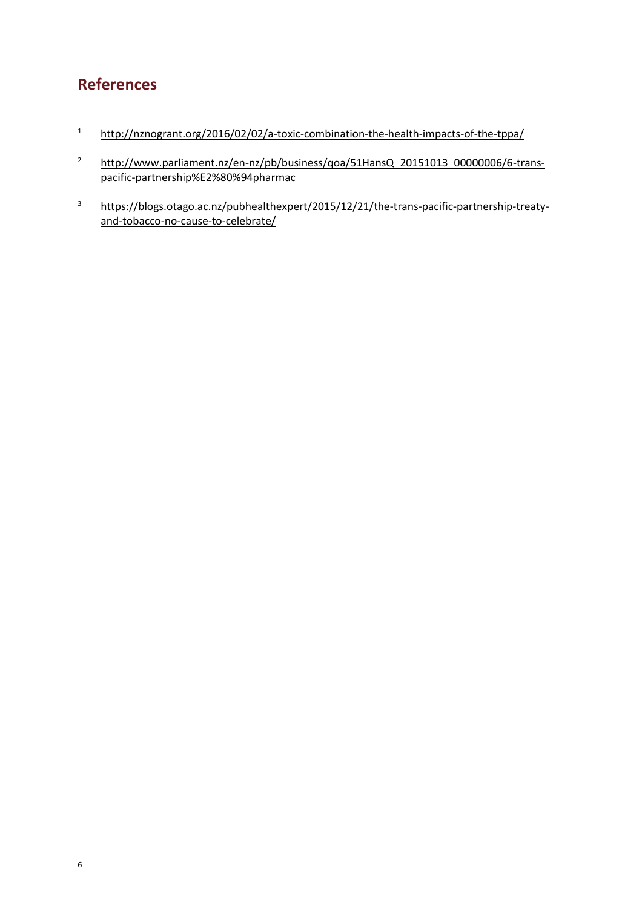## References

[1] http://nznogrant.org/2016/02/02/a-toxic-combination-the-health-impacts-of-the-tppa/

[2] http://www.parliament.nz/en-nz/pb/business/qoa/51HansQ_20151013_00000006/6-trans-pacific-partnership%E2%80%94pharmac

[3] https://blogs.otago.ac.nz/pubhealthexpert/2015/12/21/the-trans-pacific-partnership-treaty-and-tobacco-no-cause-to-celebrate/